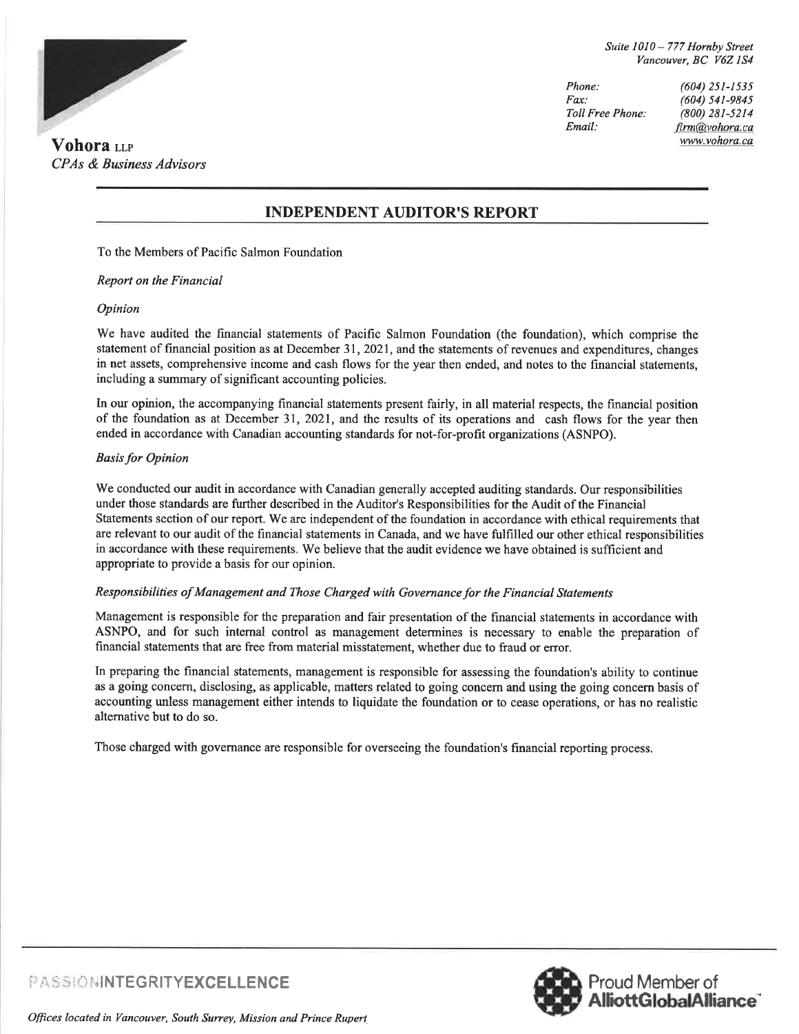**Vohora** LLP
*CPAs & Business Advisors*

*Suite 1010 – 777 Hornby Street*
*Vancouver, BC V6Z 1S4*

| | |
|---|---|
| *Phone:* | *(604) 251-1535* |
| *Fax:* | *(604) 541-9845* |
| *Toll Free Phone:* | *(800) 281-5214* |
| *Email:* | *firm@vohora.ca* |
| | *www.vohora.ca* |

## INDEPENDENT AUDITOR'S REPORT

To the Members of Pacific Salmon Foundation

*Report on the Financial*

*Opinion*

We have audited the financial statements of Pacific Salmon Foundation (the foundation), which comprise the statement of financial position as at December 31, 2021, and the statements of revenues and expenditures, changes in net assets, comprehensive income and cash flows for the year then ended, and notes to the financial statements, including a summary of significant accounting policies.

In our opinion, the accompanying financial statements present fairly, in all material respects, the financial position of the foundation as at December 31, 2021, and the results of its operations and cash flows for the year then ended in accordance with Canadian accounting standards for not-for-profit organizations (ASNPO).

*Basis for Opinion*

We conducted our audit in accordance with Canadian generally accepted auditing standards. Our responsibilities under those standards are further described in the Auditor's Responsibilities for the Audit of the Financial Statements section of our report. We are independent of the foundation in accordance with ethical requirements that are relevant to our audit of the financial statements in Canada, and we have fulfilled our other ethical responsibilities in accordance with these requirements. We believe that the audit evidence we have obtained is sufficient and appropriate to provide a basis for our opinion.

*Responsibilities of Management and Those Charged with Governance for the Financial Statements*

Management is responsible for the preparation and fair presentation of the financial statements in accordance with ASNPO, and for such internal control as management determines is necessary to enable the preparation of financial statements that are free from material misstatement, whether due to fraud or error.

In preparing the financial statements, management is responsible for assessing the foundation's ability to continue as a going concern, disclosing, as applicable, matters related to going concern and using the going concern basis of accounting unless management either intends to liquidate the foundation or to cease operations, or has no realistic alternative but to do so.

Those charged with governance are responsible for overseeing the foundation's financial reporting process.

PASSIONINTEGRITYEXCELLENCE

Proud Member of AlliottGlobalAlliance

*Offices located in Vancouver, South Surrey, Mission and Prince Rupert*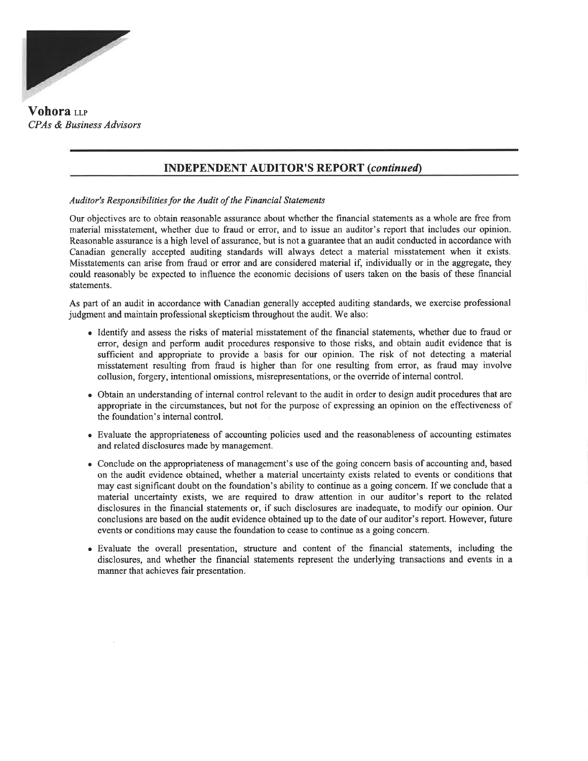**Vohora** LLP
*CPAs & Business Advisors*

## INDEPENDENT AUDITOR'S REPORT *(continued)*

*Auditor's Responsibilities for the Audit of the Financial Statements*

Our objectives are to obtain reasonable assurance about whether the financial statements as a whole are free from material misstatement, whether due to fraud or error, and to issue an auditor's report that includes our opinion. Reasonable assurance is a high level of assurance, but is not a guarantee that an audit conducted in accordance with Canadian generally accepted auditing standards will always detect a material misstatement when it exists. Misstatements can arise from fraud or error and are considered material if, individually or in the aggregate, they could reasonably be expected to influence the economic decisions of users taken on the basis of these financial statements.

As part of an audit in accordance with Canadian generally accepted auditing standards, we exercise professional judgment and maintain professional skepticism throughout the audit. We also:

- Identify and assess the risks of material misstatement of the financial statements, whether due to fraud or error, design and perform audit procedures responsive to those risks, and obtain audit evidence that is sufficient and appropriate to provide a basis for our opinion. The risk of not detecting a material misstatement resulting from fraud is higher than for one resulting from error, as fraud may involve collusion, forgery, intentional omissions, misrepresentations, or the override of internal control.
- Obtain an understanding of internal control relevant to the audit in order to design audit procedures that are appropriate in the circumstances, but not for the purpose of expressing an opinion on the effectiveness of the foundation's internal control.
- Evaluate the appropriateness of accounting policies used and the reasonableness of accounting estimates and related disclosures made by management.
- Conclude on the appropriateness of management's use of the going concern basis of accounting and, based on the audit evidence obtained, whether a material uncertainty exists related to events or conditions that may cast significant doubt on the foundation's ability to continue as a going concern. If we conclude that a material uncertainty exists, we are required to draw attention in our auditor's report to the related disclosures in the financial statements or, if such disclosures are inadequate, to modify our opinion. Our conclusions are based on the audit evidence obtained up to the date of our auditor's report. However, future events or conditions may cause the foundation to cease to continue as a going concern.
- Evaluate the overall presentation, structure and content of the financial statements, including the disclosures, and whether the financial statements represent the underlying transactions and events in a manner that achieves fair presentation.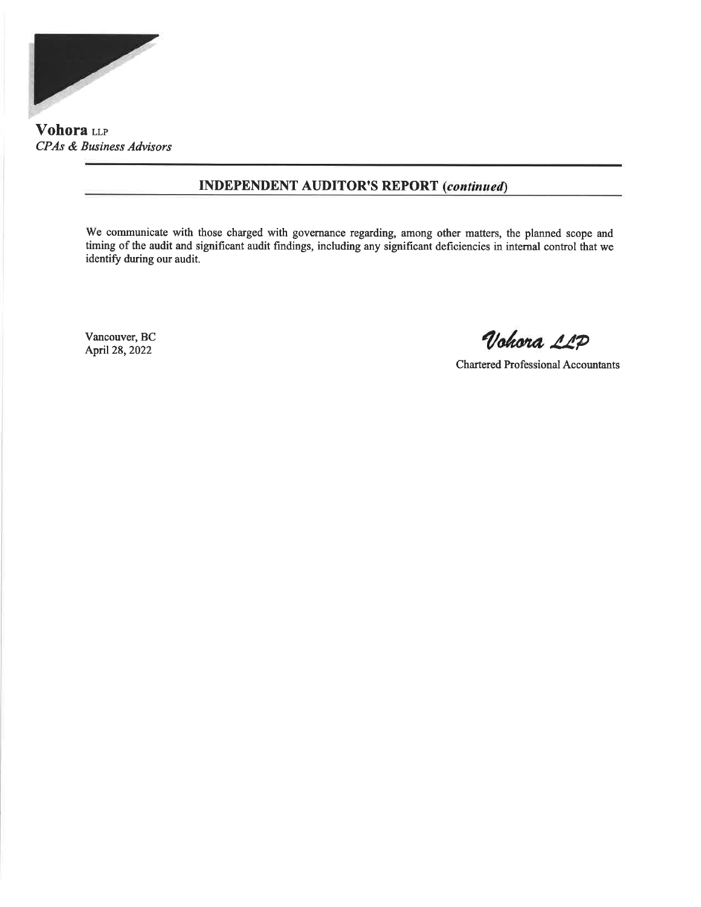**Vohora** LLP
*CPAs & Business Advisors*

## INDEPENDENT AUDITOR'S REPORT *(continued)*

We communicate with those charged with governance regarding, among other matters, the planned scope and timing of the audit and significant audit findings, including any significant deficiencies in internal control that we identify during our audit.

Vancouver, BC
April 28, 2022

*Vohora LLP*

Chartered Professional Accountants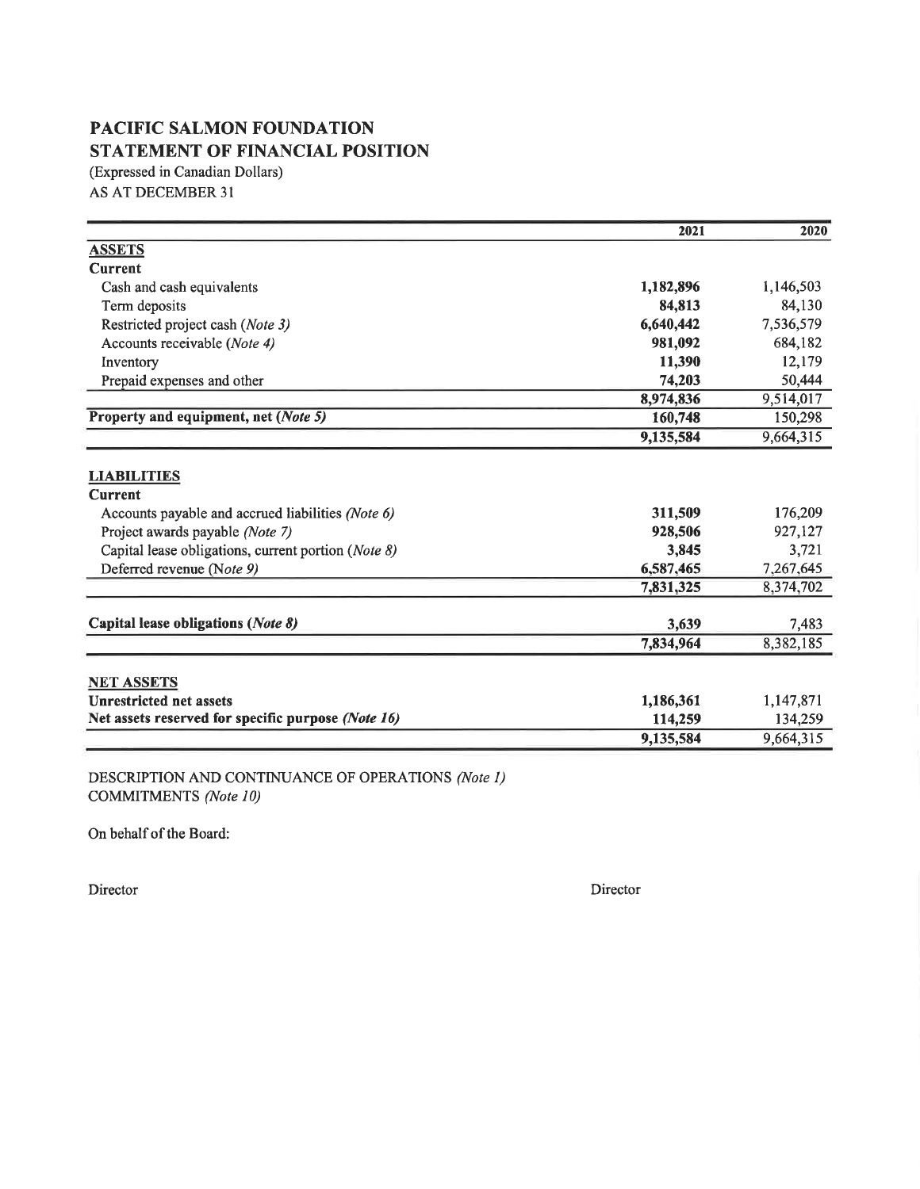# PACIFIC SALMON FOUNDATION
## STATEMENT OF FINANCIAL POSITION

(Expressed in Canadian Dollars)
AS AT DECEMBER 31

| | 2021 | 2020 |
|---|---|---|
| **ASSETS** | | |
| **Current** | | |
| Cash and cash equivalents | **1,182,896** | 1,146,503 |
| Term deposits | **84,813** | 84,130 |
| Restricted project cash *(Note 3)* | **6,640,442** | 7,536,579 |
| Accounts receivable *(Note 4)* | **981,092** | 684,182 |
| Inventory | **11,390** | 12,179 |
| Prepaid expenses and other | **74,203** | 50,444 |
| | **8,974,836** | 9,514,017 |
| **Property and equipment, net *(Note 5)*** | **160,748** | 150,298 |
| | **9,135,584** | 9,664,315 |
| | | |
| **LIABILITIES** | | |
| **Current** | | |
| Accounts payable and accrued liabilities *(Note 6)* | **311,509** | 176,209 |
| Project awards payable *(Note 7)* | **928,506** | 927,127 |
| Capital lease obligations, current portion *(Note 8)* | **3,845** | 3,721 |
| Deferred revenue (*Note 9)* | **6,587,465** | 7,267,645 |
| | **7,831,325** | 8,374,702 |
| | | |
| **Capital lease obligations (*Note 8)*** | **3,639** | 7,483 |
| | **7,834,964** | 8,382,185 |
| | | |
| **NET ASSETS** | | |
| **Unrestricted net assets** | **1,186,361** | 1,147,871 |
| **Net assets reserved for specific purpose *(Note 16)*** | **114,259** | 134,259 |
| | **9,135,584** | 9,664,315 |

DESCRIPTION AND CONTINUANCE OF OPERATIONS *(Note 1)*
COMMITMENTS *(Note 10)*

On behalf of the Board:

Director

Director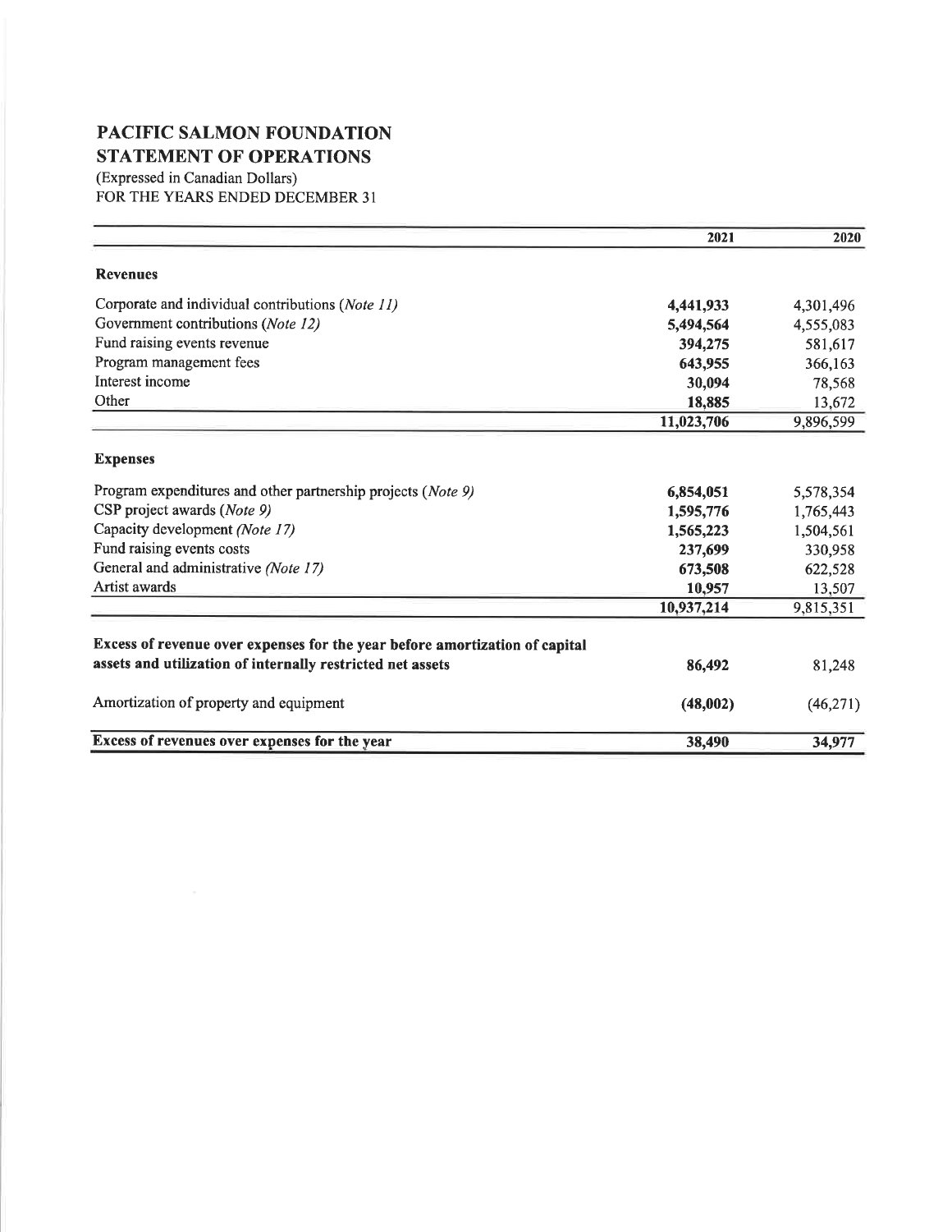# PACIFIC SALMON FOUNDATION
## STATEMENT OF OPERATIONS

(Expressed in Canadian Dollars)
FOR THE YEARS ENDED DECEMBER 31

| | 2021 | 2020 |
|---|---|---|
| **Revenues** | | |
| Corporate and individual contributions (*Note 11*) | **4,441,933** | 4,301,496 |
| Government contributions (*Note 12*) | **5,494,564** | 4,555,083 |
| Fund raising events revenue | **394,275** | 581,617 |
| Program management fees | **643,955** | 366,163 |
| Interest income | **30,094** | 78,568 |
| Other | **18,885** | 13,672 |
| | **11,023,706** | 9,896,599 |
| **Expenses** | | |
| Program expenditures and other partnership projects (*Note 9*) | **6,854,051** | 5,578,354 |
| CSP project awards (*Note 9*) | **1,595,776** | 1,765,443 |
| Capacity development (*Note 17*) | **1,565,223** | 1,504,561 |
| Fund raising events costs | **237,699** | 330,958 |
| General and administrative (*Note 17*) | **673,508** | 622,528 |
| Artist awards | **10,957** | 13,507 |
| | **10,937,214** | 9,815,351 |
| **Excess of revenue over expenses for the year before amortization of capital assets and utilization of internally restricted net assets** | **86,492** | 81,248 |
| Amortization of property and equipment | **(48,002)** | (46,271) |
| **Excess of revenues over expenses for the year** | **38,490** | **34,977** |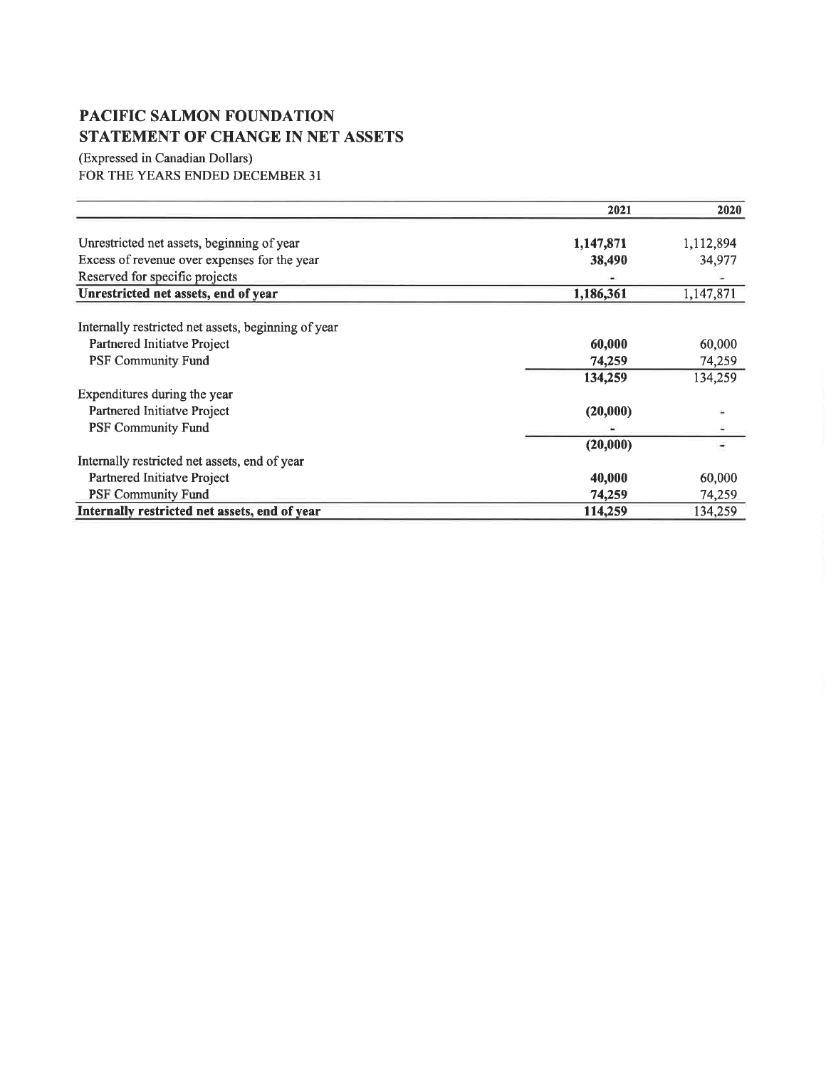# PACIFIC SALMON FOUNDATION
## STATEMENT OF CHANGE IN NET ASSETS

(Expressed in Canadian Dollars)
FOR THE YEARS ENDED DECEMBER 31

| | 2021 | 2020 |
|---|---|---|
| Unrestricted net assets, beginning of year | **1,147,871** | 1,112,894 |
| Excess of revenue over expenses for the year | **38,490** | 34,977 |
| Reserved for specific projects | **-** | - |
| **Unrestricted net assets, end of year** | **1,186,361** | 1,147,871 |
| Internally restricted net assets, beginning of year | | |
| Partnered Initiatve Project | **60,000** | 60,000 |
| PSF Community Fund | **74,259** | 74,259 |
| | **134,259** | 134,259 |
| Expenditures during the year | | |
| Partnered Initiatve Project | **(20,000)** | - |
| PSF Community Fund | **-** | - |
| | **(20,000)** | - |
| Internally restricted net assets, end of year | | |
| Partnered Initiatve Project | **40,000** | 60,000 |
| PSF Community Fund | **74,259** | 74,259 |
| **Internally restricted net assets, end of year** | **114,259** | 134,259 |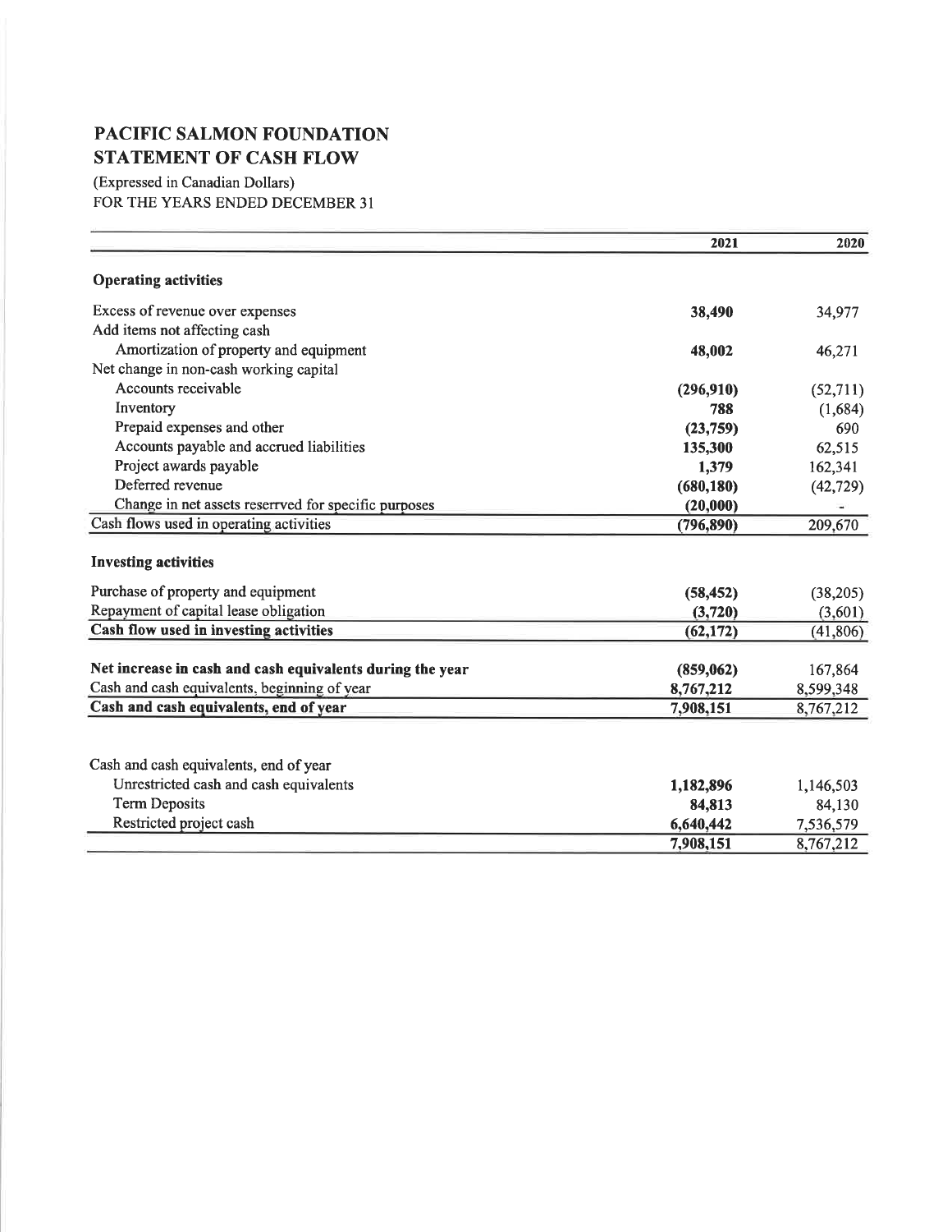# PACIFIC SALMON FOUNDATION
## STATEMENT OF CASH FLOW

(Expressed in Canadian Dollars)
FOR THE YEARS ENDED DECEMBER 31

| | 2021 | 2020 |
|---|---|---|
| **Operating activities** | | |
| Excess of revenue over expenses | **38,490** | 34,977 |
| Add items not affecting cash | | |
| Amortization of property and equipment | **48,002** | 46,271 |
| Net change in non-cash working capital | | |
| Accounts receivable | **(296,910)** | (52,711) |
| Inventory | **788** | (1,684) |
| Prepaid expenses and other | **(23,759)** | 690 |
| Accounts payable and accrued liabilities | **135,300** | 62,515 |
| Project awards payable | **1,379** | 162,341 |
| Deferred revenue | **(680,180)** | (42,729) |
| Change in net assets reserrved for specific purposes | **(20,000)** | - |
| Cash flows used in operating activities | **(796,890)** | 209,670 |
| **Investing activities** | | |
| Purchase of property and equipment | **(58,452)** | (38,205) |
| Repayment of capital lease obligation | **(3,720)** | (3,601) |
| **Cash flow used in investing activities** | **(62,172)** | (41,806) |
| **Net increase in cash and cash equivalents during the year** | **(859,062)** | 167,864 |
| Cash and cash equivalents, beginning of year | **8,767,212** | 8,599,348 |
| **Cash and cash equivalents, end of year** | **7,908,151** | 8,767,212 |

| | 2021 | 2020 |
|---|---|---|
| Cash and cash equivalents, end of year | | |
| Unrestricted cash and cash equivalents | **1,182,896** | 1,146,503 |
| Term Deposits | **84,813** | 84,130 |
| Restricted project cash | **6,640,442** | 7,536,579 |
| | **7,908,151** | 8,767,212 |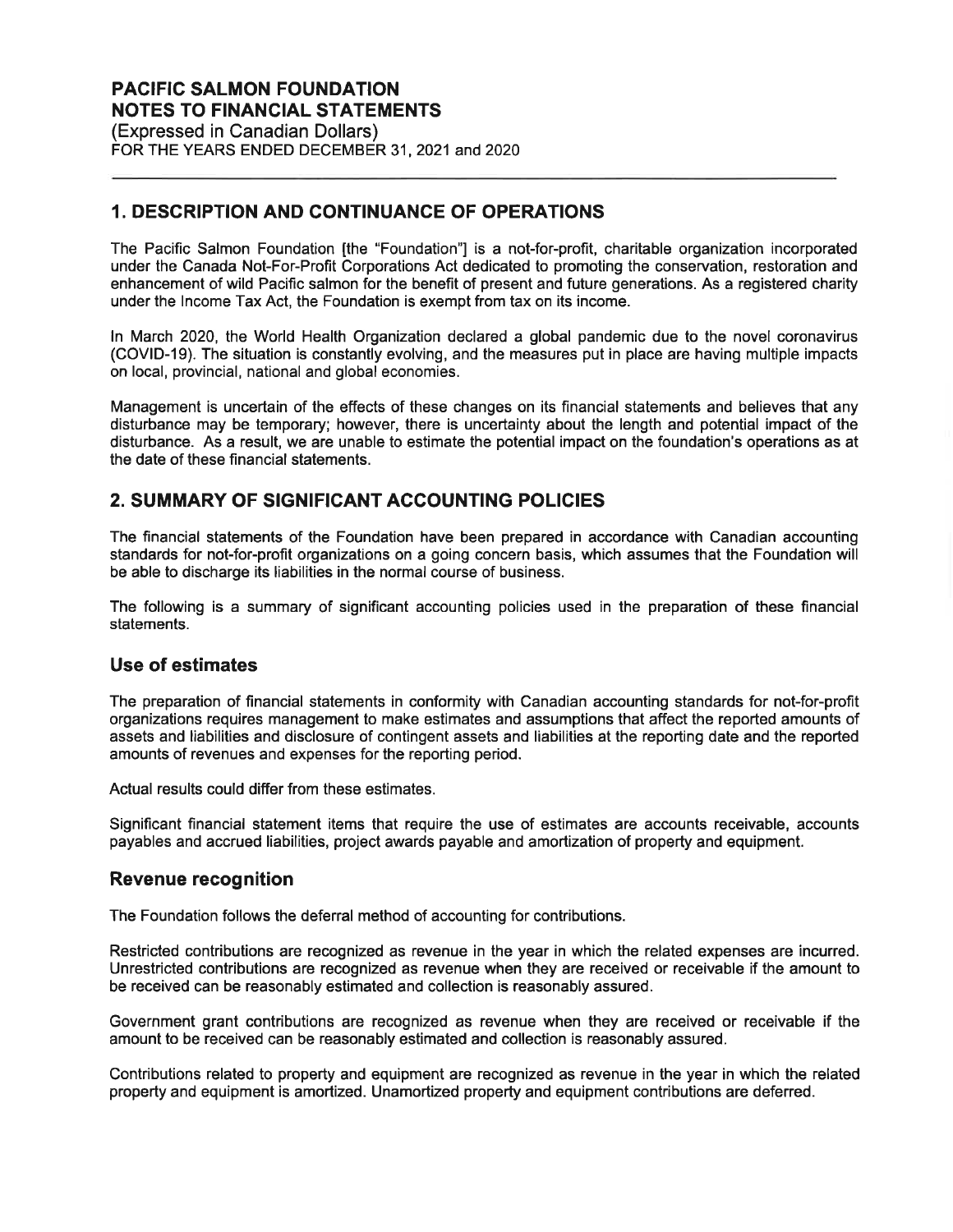**PACIFIC SALMON FOUNDATION**
**NOTES TO FINANCIAL STATEMENTS**
(Expressed in Canadian Dollars)
FOR THE YEARS ENDED DECEMBER 31, 2021 and 2020

## 1. DESCRIPTION AND CONTINUANCE OF OPERATIONS

The Pacific Salmon Foundation [the "Foundation"] is a not-for-profit, charitable organization incorporated under the Canada Not-For-Profit Corporations Act dedicated to promoting the conservation, restoration and enhancement of wild Pacific salmon for the benefit of present and future generations. As a registered charity under the Income Tax Act, the Foundation is exempt from tax on its income.

In March 2020, the World Health Organization declared a global pandemic due to the novel coronavirus (COVID-19). The situation is constantly evolving, and the measures put in place are having multiple impacts on local, provincial, national and global economies.

Management is uncertain of the effects of these changes on its financial statements and believes that any disturbance may be temporary; however, there is uncertainty about the length and potential impact of the disturbance. As a result, we are unable to estimate the potential impact on the foundation's operations as at the date of these financial statements.

## 2. SUMMARY OF SIGNIFICANT ACCOUNTING POLICIES

The financial statements of the Foundation have been prepared in accordance with Canadian accounting standards for not-for-profit organizations on a going concern basis, which assumes that the Foundation will be able to discharge its liabilities in the normal course of business.

The following is a summary of significant accounting policies used in the preparation of these financial statements.

### Use of estimates

The preparation of financial statements in conformity with Canadian accounting standards for not-for-profit organizations requires management to make estimates and assumptions that affect the reported amounts of assets and liabilities and disclosure of contingent assets and liabilities at the reporting date and the reported amounts of revenues and expenses for the reporting period.

Actual results could differ from these estimates.

Significant financial statement items that require the use of estimates are accounts receivable, accounts payables and accrued liabilities, project awards payable and amortization of property and equipment.

### Revenue recognition

The Foundation follows the deferral method of accounting for contributions.

Restricted contributions are recognized as revenue in the year in which the related expenses are incurred. Unrestricted contributions are recognized as revenue when they are received or receivable if the amount to be received can be reasonably estimated and collection is reasonably assured.

Government grant contributions are recognized as revenue when they are received or receivable if the amount to be received can be reasonably estimated and collection is reasonably assured.

Contributions related to property and equipment are recognized as revenue in the year in which the related property and equipment is amortized. Unamortized property and equipment contributions are deferred.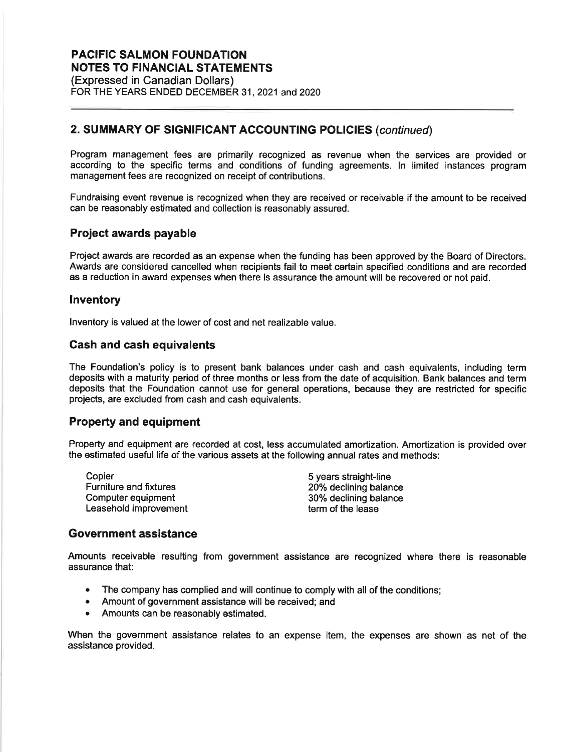## 2. SUMMARY OF SIGNIFICANT ACCOUNTING POLICIES *(continued)*

Program management fees are primarily recognized as revenue when the services are provided or according to the specific terms and conditions of funding agreements. In limited instances program management fees are recognized on receipt of contributions.

Fundraising event revenue is recognized when they are received or receivable if the amount to be received can be reasonably estimated and collection is reasonably assured.

### Project awards payable

Project awards are recorded as an expense when the funding has been approved by the Board of Directors. Awards are considered cancelled when recipients fail to meet certain specified conditions and are recorded as a reduction in award expenses when there is assurance the amount will be recovered or not paid.

### Inventory

Inventory is valued at the lower of cost and net realizable value.

### Cash and cash equivalents

The Foundation's policy is to present bank balances under cash and cash equivalents, including term deposits with a maturity period of three months or less from the date of acquisition. Bank balances and term deposits that the Foundation cannot use for general operations, because they are restricted for specific projects, are excluded from cash and cash equivalents.

### Property and equipment

Property and equipment are recorded at cost, less accumulated amortization. Amortization is provided over the estimated useful life of the various assets at the following annual rates and methods:

| | |
|---|---|
| Copier | 5 years straight-line |
| Furniture and fixtures | 20% declining balance |
| Computer equipment | 30% declining balance |
| Leasehold improvement | term of the lease |

### Government assistance

Amounts receivable resulting from government assistance are recognized where there is reasonable assurance that:

- The company has complied and will continue to comply with all of the conditions;
- Amount of government assistance will be received; and
- Amounts can be reasonably estimated.

When the government assistance relates to an expense item, the expenses are shown as net of the assistance provided.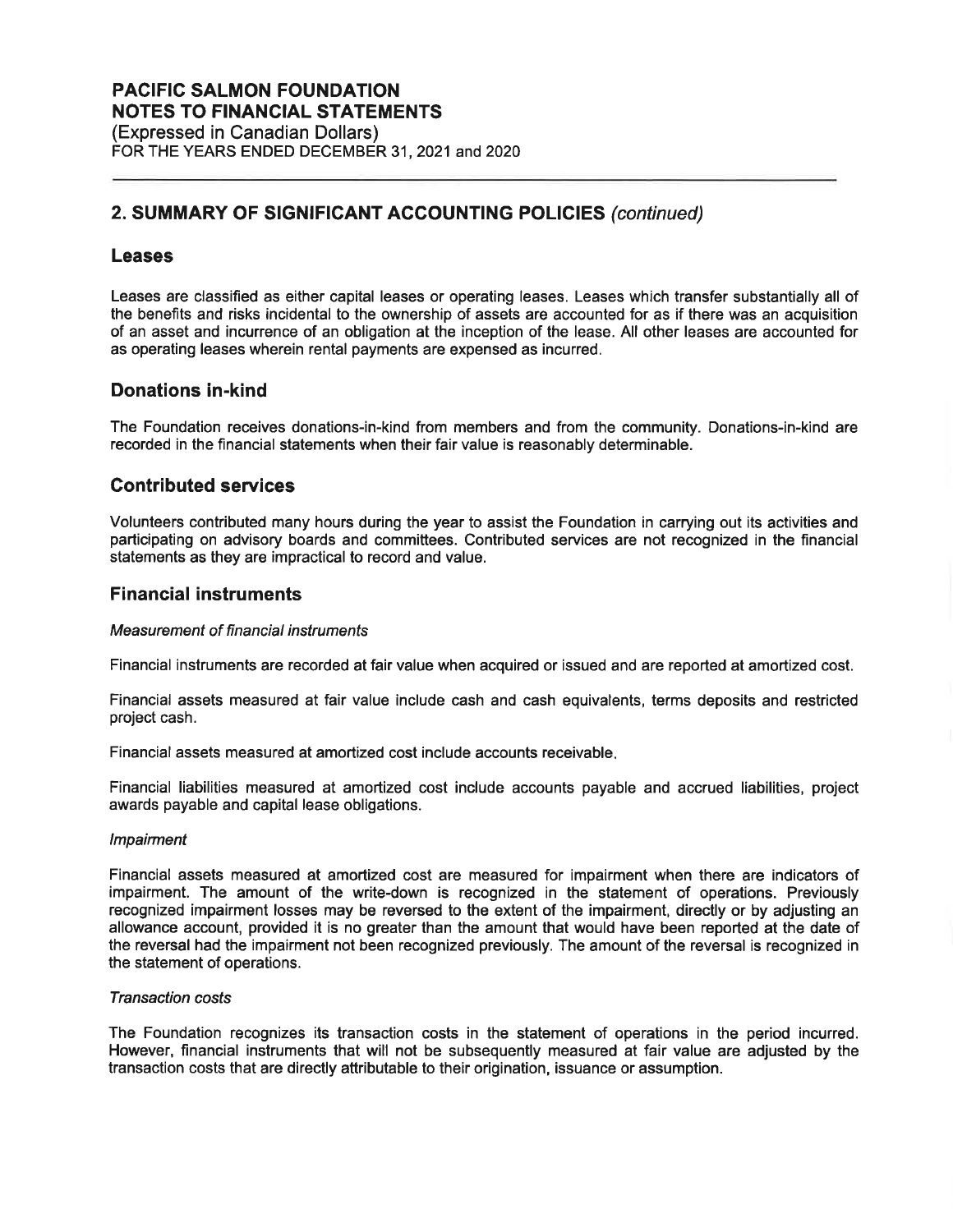# PACIFIC SALMON FOUNDATION
# NOTES TO FINANCIAL STATEMENTS
(Expressed in Canadian Dollars)
FOR THE YEARS ENDED DECEMBER 31, 2021 and 2020

## 2. SUMMARY OF SIGNIFICANT ACCOUNTING POLICIES *(continued)*

### Leases

Leases are classified as either capital leases or operating leases. Leases which transfer substantially all of the benefits and risks incidental to the ownership of assets are accounted for as if there was an acquisition of an asset and incurrence of an obligation at the inception of the lease. All other leases are accounted for as operating leases wherein rental payments are expensed as incurred.

### Donations in-kind

The Foundation receives donations-in-kind from members and from the community. Donations-in-kind are recorded in the financial statements when their fair value is reasonably determinable.

### Contributed services

Volunteers contributed many hours during the year to assist the Foundation in carrying out its activities and participating on advisory boards and committees. Contributed services are not recognized in the financial statements as they are impractical to record and value.

### Financial instruments

*Measurement of financial instruments*

Financial instruments are recorded at fair value when acquired or issued and are reported at amortized cost.

Financial assets measured at fair value include cash and cash equivalents, terms deposits and restricted project cash.

Financial assets measured at amortized cost include accounts receivable.

Financial liabilities measured at amortized cost include accounts payable and accrued liabilities, project awards payable and capital lease obligations.

*Impairment*

Financial assets measured at amortized cost are measured for impairment when there are indicators of impairment. The amount of the write-down is recognized in the statement of operations. Previously recognized impairment losses may be reversed to the extent of the impairment, directly or by adjusting an allowance account, provided it is no greater than the amount that would have been reported at the date of the reversal had the impairment not been recognized previously. The amount of the reversal is recognized in the statement of operations.

*Transaction costs*

The Foundation recognizes its transaction costs in the statement of operations in the period incurred. However, financial instruments that will not be subsequently measured at fair value are adjusted by the transaction costs that are directly attributable to their origination, issuance or assumption.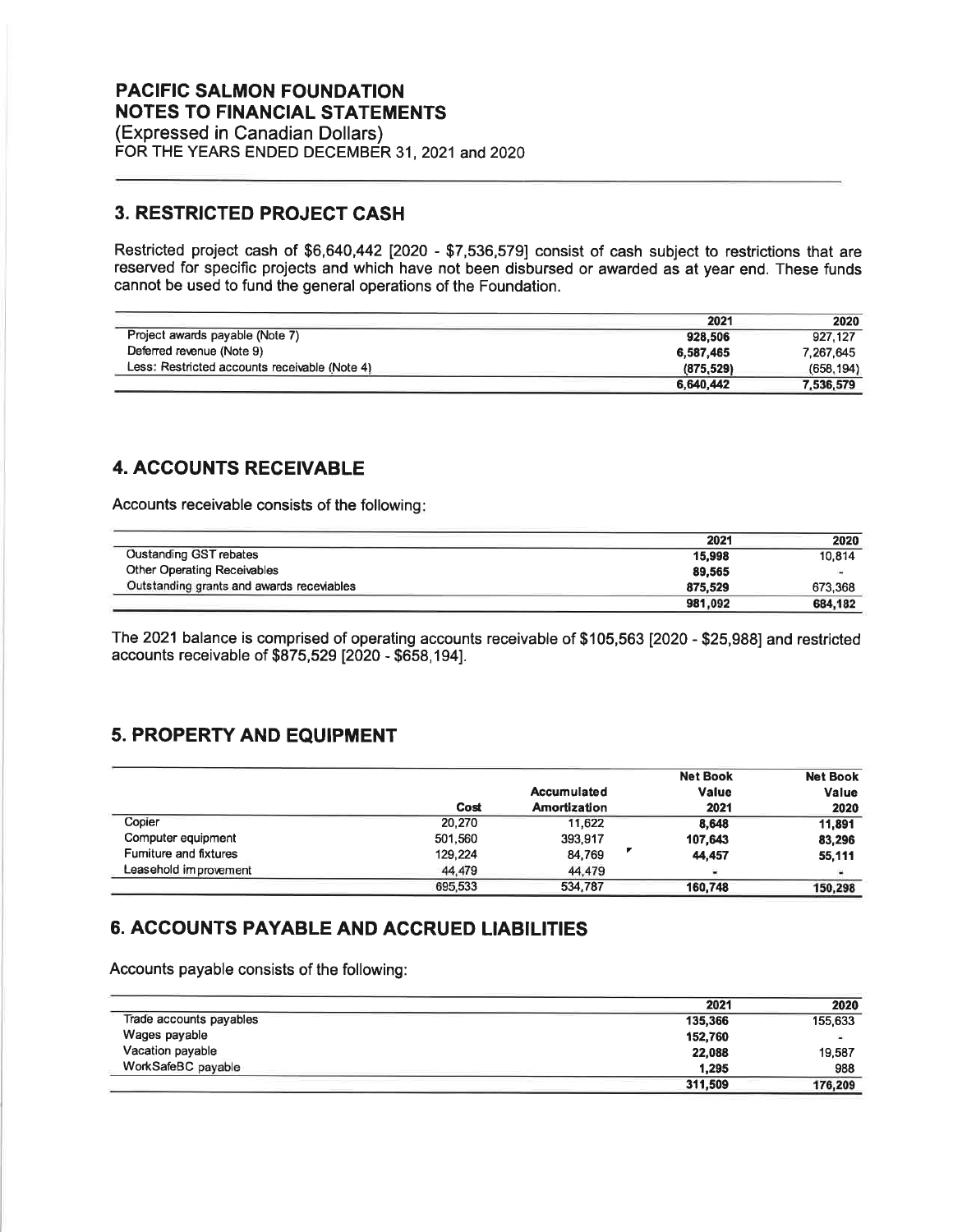# PACIFIC SALMON FOUNDATION
# NOTES TO FINANCIAL STATEMENTS
(Expressed in Canadian Dollars)
FOR THE YEARS ENDED DECEMBER 31, 2021 and 2020

## 3. RESTRICTED PROJECT CASH

Restricted project cash of $6,640,442 [2020 - $7,536,579] consist of cash subject to restrictions that are reserved for specific projects and which have not been disbursed or awarded as at year end. These funds cannot be used to fund the general operations of the Foundation.

| | 2021 | 2020 |
|---|---|---|
| Project awards payable (Note 7) | 928,506 | 927,127 |
| Deferred revenue (Note 9) | 6,587,465 | 7,267,645 |
| Less: Restricted accounts receivable (Note 4) | (875,529) | (658,194) |
| | 6,640,442 | 7,536,579 |

## 4. ACCOUNTS RECEIVABLE

Accounts receivable consists of the following:

| | 2021 | 2020 |
|---|---|---|
| Oustanding GST rebates | 15,998 | 10,814 |
| Other Operating Receivables | 89,565 | - |
| Outstanding grants and awards receviables | 875,529 | 673,368 |
| | 981,092 | 684,182 |

The 2021 balance is comprised of operating accounts receivable of $105,563 [2020 - $25,988] and restricted accounts receivable of $875,529 [2020 - $658,194].

## 5. PROPERTY AND EQUIPMENT

| | Cost | Accumulated Amortization | Net Book Value 2021 | Net Book Value 2020 |
|---|---|---|---|---|
| Copier | 20,270 | 11,622 | 8,648 | 11,891 |
| Computer equipment | 501,560 | 393,917 | 107,643 | 83,296 |
| Furniture and fixtures | 129,224 | 84,769 | 44,457 | 55,111 |
| Leasehold improvement | 44,479 | 44,479 | - | - |
| | 695,533 | 534,787 | 160,748 | 150,298 |

## 6. ACCOUNTS PAYABLE AND ACCRUED LIABILITIES

Accounts payable consists of the following:

| | 2021 | 2020 |
|---|---|---|
| Trade accounts payables | 135,366 | 155,633 |
| Wages payable | 152,760 | - |
| Vacation payable | 22,088 | 19,587 |
| WorkSafeBC payable | 1,295 | 988 |
| | 311,509 | 176,209 |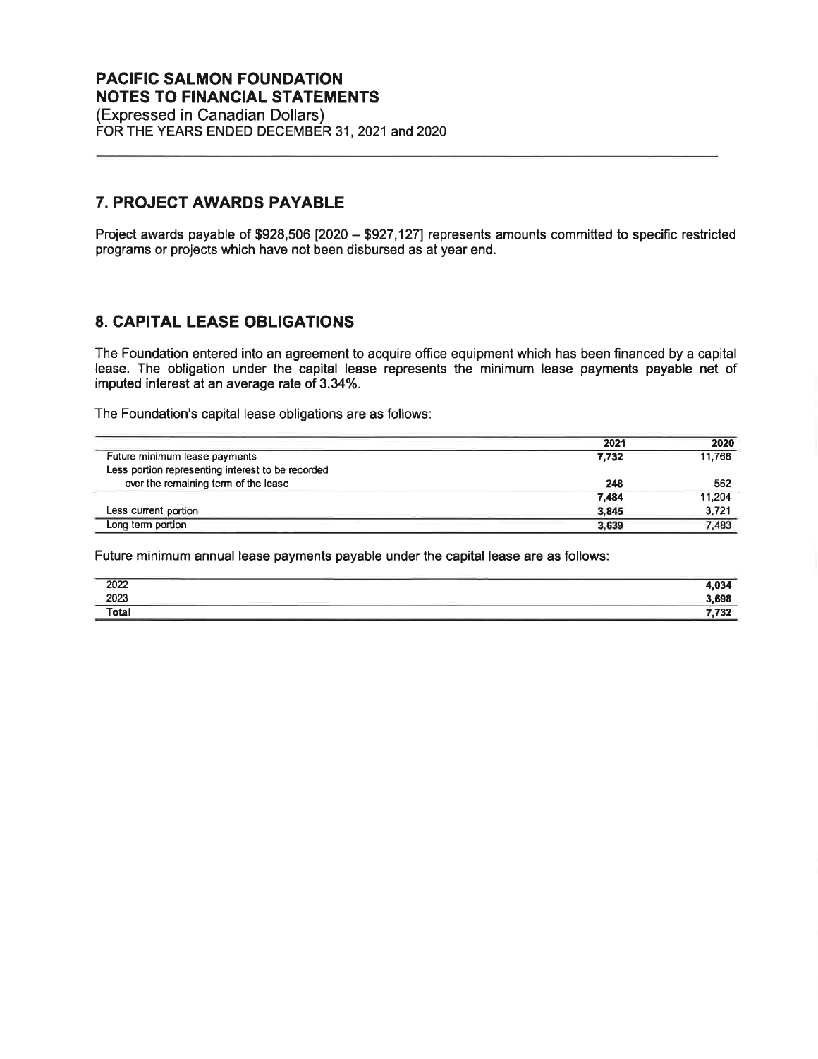# PACIFIC SALMON FOUNDATION
# NOTES TO FINANCIAL STATEMENTS
(Expressed in Canadian Dollars)
FOR THE YEARS ENDED DECEMBER 31, 2021 and 2020

## 7. PROJECT AWARDS PAYABLE

Project awards payable of $928,506 [2020 – $927,127] represents amounts committed to specific restricted programs or projects which have not been disbursed as at year end.

## 8. CAPITAL LEASE OBLIGATIONS

The Foundation entered into an agreement to acquire office equipment which has been financed by a capital lease. The obligation under the capital lease represents the minimum lease payments payable net of imputed interest at an average rate of 3.34%.

The Foundation's capital lease obligations are as follows:

| | 2021 | 2020 |
|---|---|---|
| Future minimum lease payments | 7,732 | 11,766 |
| Less portion representing interest to be recorded over the remaining term of the lease | 248 | 562 |
| | 7,484 | 11,204 |
| Less current portion | 3,845 | 3,721 |
| Long term portion | 3,639 | 7,483 |

Future minimum annual lease payments payable under the capital lease are as follows:

| | |
|---|---|
| 2022 | 4,034 |
| 2023 | 3,698 |
| **Total** | **7,732** |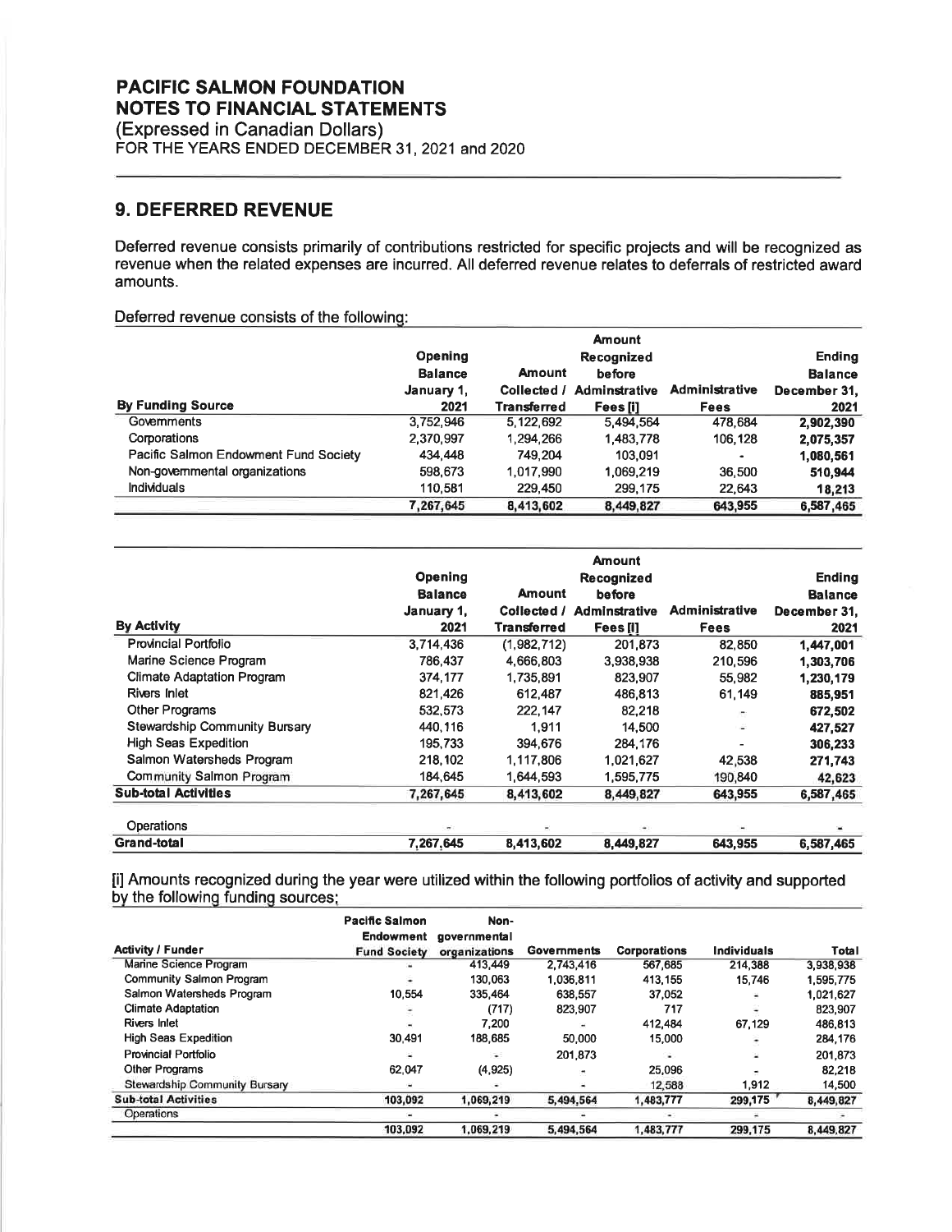# PACIFIC SALMON FOUNDATION
# NOTES TO FINANCIAL STATEMENTS

(Expressed in Canadian Dollars)
FOR THE YEARS ENDED DECEMBER 31, 2021 and 2020

## 9. DEFERRED REVENUE

Deferred revenue consists primarily of contributions restricted for specific projects and will be recognized as revenue when the related expenses are incurred. All deferred revenue relates to deferrals of restricted award amounts.

Deferred revenue consists of the following:

| By Funding Source | Opening Balance January 1, 2021 | Amount Collected / Transferred | Amount Recognized before Adminstrative Fees [i] | Administrative Fees | Ending Balance December 31, 2021 |
|---|---|---|---|---|---|
| Governments | 3,752,946 | 5,122,692 | 5,494,564 | 478,684 | **2,902,390** |
| Corporations | 2,370,997 | 1,294,266 | 1,483,778 | 106,128 | **2,075,357** |
| Pacific Salmon Endowment Fund Society | 434,448 | 749,204 | 103,091 | - | **1,080,561** |
| Non-governmental organizations | 598,673 | 1,017,990 | 1,069,219 | 36,500 | **510,944** |
| Individuals | 110,581 | 229,450 | 299,175 | 22,643 | **18,213** |
| | **7,267,645** | **8,413,602** | **8,449,827** | **643,955** | **6,587,465** |

| By Activity | Opening Balance January 1, 2021 | Amount Collected / Transferred | Amount Recognized before Adminstrative Fees [i] | Administrative Fees | Ending Balance December 31, 2021 |
|---|---|---|---|---|---|
| Provincial Portfolio | 3,714,436 | (1,982,712) | 201,873 | 82,850 | **1,447,001** |
| Marine Science Program | 786,437 | 4,666,803 | 3,938,938 | 210,596 | **1,303,706** |
| Climate Adaptation Program | 374,177 | 1,735,891 | 823,907 | 55,982 | **1,230,179** |
| Rivers Inlet | 821,426 | 612,487 | 486,813 | 61,149 | **885,951** |
| Other Programs | 532,573 | 222,147 | 82,218 | - | **672,502** |
| Stewardship Community Bursary | 440,116 | 1,911 | 14,500 | - | **427,527** |
| High Seas Expedition | 195,733 | 394,676 | 284,176 | - | **306,233** |
| Salmon Watersheds Program | 218,102 | 1,117,806 | 1,021,627 | 42,538 | **271,743** |
| Community Salmon Program | 184,645 | 1,644,593 | 1,595,775 | 190,840 | **42,623** |
| **Sub-total Activities** | **7,267,645** | **8,413,602** | **8,449,827** | **643,955** | **6,587,465** |
| Operations | - | - | - | - | - |
| **Grand-total** | **7,267,645** | **8,413,602** | **8,449,827** | **643,955** | **6,587,465** |

[i] Amounts recognized during the year were utilized within the following portfolios of activity and supported by the following funding sources;

| Activity / Funder | Pacific Salmon Endowment Fund Society | Non-governmental organizations | Governments | Corporations | Individuals | Total |
|---|---|---|---|---|---|---|
| Marine Science Program | - | 413,449 | 2,743,416 | 567,685 | 214,388 | 3,938,938 |
| Community Salmon Program | - | 130,063 | 1,036,811 | 413,155 | 15,746 | 1,595,775 |
| Salmon Watersheds Program | 10,554 | 335,464 | 638,557 | 37,052 | - | 1,021,627 |
| Climate Adaptation | - | (717) | 823,907 | 717 | - | 823,907 |
| Rivers Inlet | - | 7,200 | - | 412,484 | 67,129 | 486,813 |
| High Seas Expedition | 30,491 | 188,685 | 50,000 | 15,000 | - | 284,176 |
| Provincial Portfolio | - | - | 201,873 | - | - | 201,873 |
| Other Programs | 62,047 | (4,925) | - | 25,096 | - | 82,218 |
| Stewardship Community Bursary | - | - | - | 12,588 | 1,912 | 14,500 |
| **Sub-total Activities** | **103,092** | **1,069,219** | **5,494,564** | **1,483,777** | **299,175** | **8,449,827** |
| Operations | - | - | - | - | - | - |
| | **103,092** | **1,069,219** | **5,494,564** | **1,483,777** | **299,175** | **8,449,827** |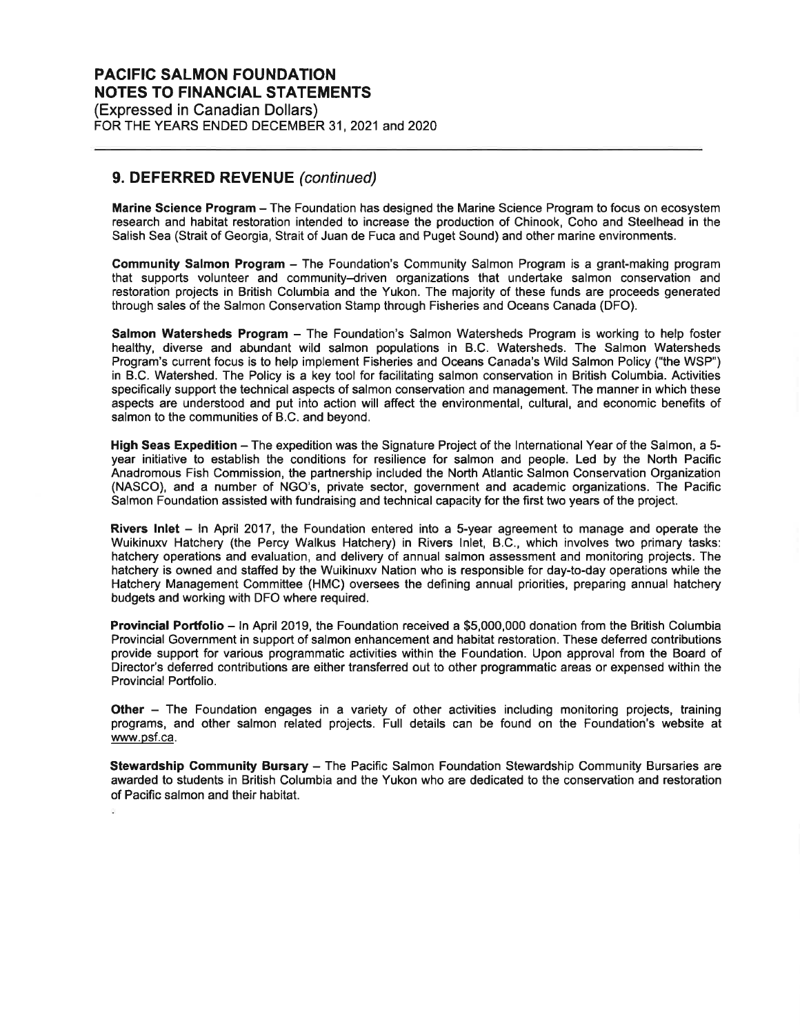# PACIFIC SALMON FOUNDATION
# NOTES TO FINANCIAL STATEMENTS

(Expressed in Canadian Dollars)
FOR THE YEARS ENDED DECEMBER 31, 2021 and 2020

## 9. DEFERRED REVENUE *(continued)*

**Marine Science Program** – The Foundation has designed the Marine Science Program to focus on ecosystem research and habitat restoration intended to increase the production of Chinook, Coho and Steelhead in the Salish Sea (Strait of Georgia, Strait of Juan de Fuca and Puget Sound) and other marine environments.

**Community Salmon Program** – The Foundation's Community Salmon Program is a grant-making program that supports volunteer and community–driven organizations that undertake salmon conservation and restoration projects in British Columbia and the Yukon. The majority of these funds are proceeds generated through sales of the Salmon Conservation Stamp through Fisheries and Oceans Canada (DFO).

**Salmon Watersheds Program** – The Foundation's Salmon Watersheds Program is working to help foster healthy, diverse and abundant wild salmon populations in B.C. Watersheds. The Salmon Watersheds Program's current focus is to help implement Fisheries and Oceans Canada's Wild Salmon Policy ("the WSP") in B.C. Watershed. The Policy is a key tool for facilitating salmon conservation in British Columbia. Activities specifically support the technical aspects of salmon conservation and management. The manner in which these aspects are understood and put into action will affect the environmental, cultural, and economic benefits of salmon to the communities of B.C. and beyond.

**High Seas Expedition** – The expedition was the Signature Project of the International Year of the Salmon, a 5-year initiative to establish the conditions for resilience for salmon and people. Led by the North Pacific Anadromous Fish Commission, the partnership included the North Atlantic Salmon Conservation Organization (NASCO), and a number of NGO's, private sector, government and academic organizations. The Pacific Salmon Foundation assisted with fundraising and technical capacity for the first two years of the project.

**Rivers Inlet** – In April 2017, the Foundation entered into a 5-year agreement to manage and operate the Wuikinuxv Hatchery (the Percy Walkus Hatchery) in Rivers Inlet, B.C., which involves two primary tasks: hatchery operations and evaluation, and delivery of annual salmon assessment and monitoring projects. The hatchery is owned and staffed by the Wuikinuxv Nation who is responsible for day-to-day operations while the Hatchery Management Committee (HMC) oversees the defining annual priorities, preparing annual hatchery budgets and working with DFO where required.

**Provincial Portfolio** – In April 2019, the Foundation received a $5,000,000 donation from the British Columbia Provincial Government in support of salmon enhancement and habitat restoration. These deferred contributions provide support for various programmatic activities within the Foundation. Upon approval from the Board of Director's deferred contributions are either transferred out to other programmatic areas or expensed within the Provincial Portfolio.

**Other** – The Foundation engages in a variety of other activities including monitoring projects, training programs, and other salmon related projects. Full details can be found on the Foundation's website at www.psf.ca.

**Stewardship Community Bursary** – The Pacific Salmon Foundation Stewardship Community Bursaries are awarded to students in British Columbia and the Yukon who are dedicated to the conservation and restoration of Pacific salmon and their habitat.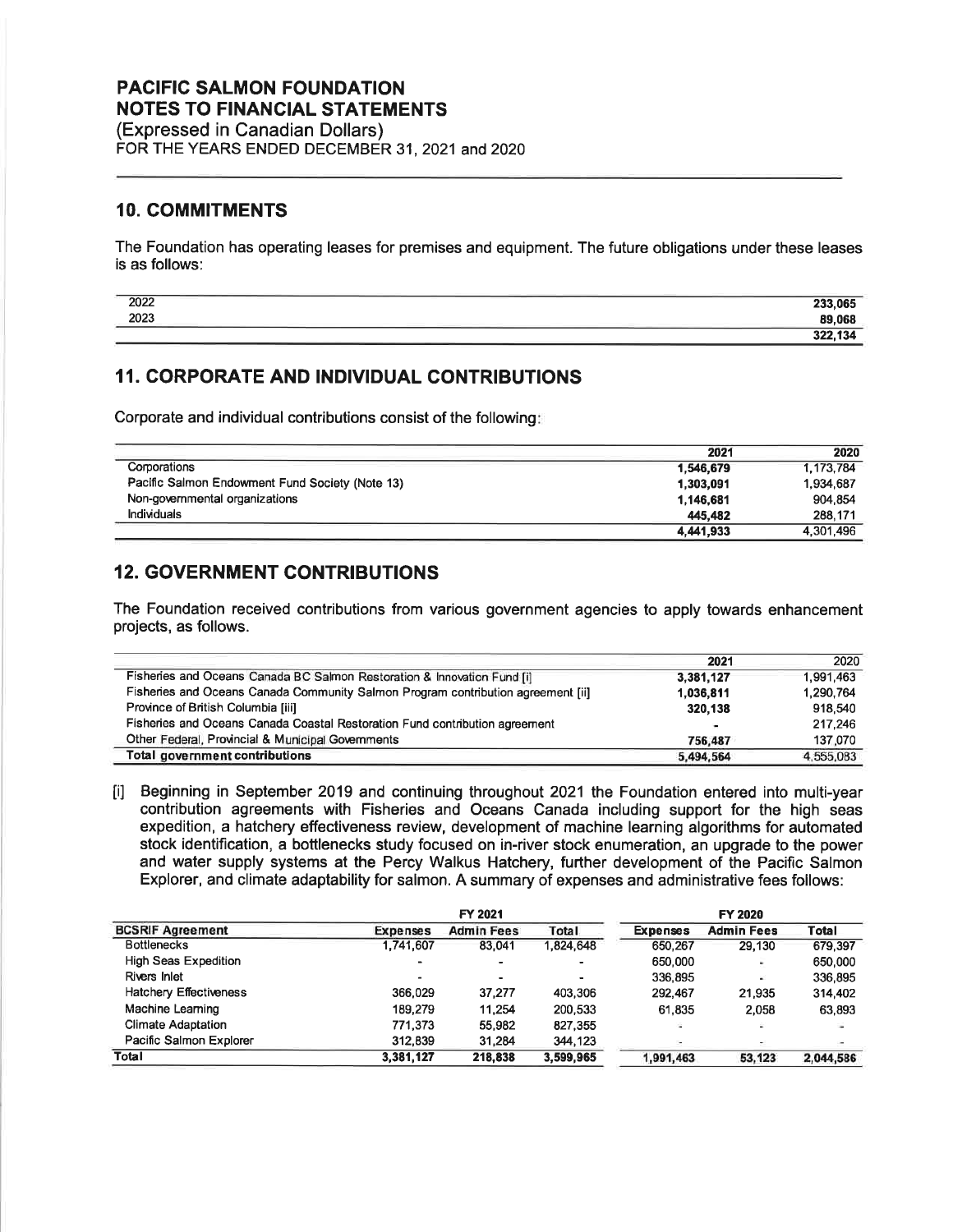## 10. COMMITMENTS

The Foundation has operating leases for premises and equipment. The future obligations under these leases is as follows:

| | |
|---|---:|
| 2022 | **233,065** |
| 2023 | **89,068** |
| | **322,134** |

## 11. CORPORATE AND INDIVIDUAL CONTRIBUTIONS

Corporate and individual contributions consist of the following:

| | 2021 | 2020 |
|---|---:|---:|
| Corporations | **1,546,679** | 1,173,784 |
| Pacific Salmon Endowment Fund Society (Note 13) | **1,303,091** | 1,934,687 |
| Non-governmental organizations | **1,146,681** | 904,854 |
| Individuals | **445,482** | 288,171 |
| | **4,441,933** | 4,301,496 |

## 12. GOVERNMENT CONTRIBUTIONS

The Foundation received contributions from various government agencies to apply towards enhancement projects, as follows.

| | 2021 | 2020 |
|---|---:|---:|
| Fisheries and Oceans Canada BC Salmon Restoration & Innovation Fund [i] | **3,381,127** | 1,991,463 |
| Fisheries and Oceans Canada Community Salmon Program contribution agreement [ii] | **1,036,811** | 1,290,764 |
| Province of British Columbia [iii] | **320,138** | 918,540 |
| Fisheries and Oceans Canada Coastal Restoration Fund contribution agreement | **-** | 217,246 |
| Other Federal, Provincial & Municipal Governments | **756,487** | 137,070 |
| **Total government contributions** | **5,494,564** | 4,555,083 |

[i] Beginning in September 2019 and continuing throughout 2021 the Foundation entered into multi-year contribution agreements with Fisheries and Oceans Canada including support for the high seas expedition, a hatchery effectiveness review, development of machine learning algorithms for automated stock identification, a bottlenecks study focused on in-river stock enumeration, an upgrade to the power and water supply systems at the Percy Walkus Hatchery, further development of the Pacific Salmon Explorer, and climate adaptability for salmon. A summary of expenses and administrative fees follows:

| | FY 2021 | | | FY 2020 | | |
|---|---:|---:|---:|---:|---:|---:|
| **BCSRIF Agreement** | **Expenses** | **Admin Fees** | **Total** | **Expenses** | **Admin Fees** | **Total** |
| Bottlenecks | 1,741,607 | 83,041 | 1,824,648 | 650,267 | 29,130 | 679,397 |
| High Seas Expedition | - | - | - | 650,000 | - | 650,000 |
| Rivers Inlet | - | - | - | 336,895 | - | 336,895 |
| Hatchery Effectiveness | 366,029 | 37,277 | 403,306 | 292,467 | 21,935 | 314,402 |
| Machine Learning | 189,279 | 11,254 | 200,533 | 61,835 | 2,058 | 63,893 |
| Climate Adaptation | 771,373 | 55,982 | 827,355 | - | - | - |
| Pacific Salmon Explorer | 312,839 | 31,284 | 344,123 | - | - | - |
| **Total** | **3,381,127** | **218,838** | **3,599,965** | **1,991,463** | **53,123** | **2,044,586** |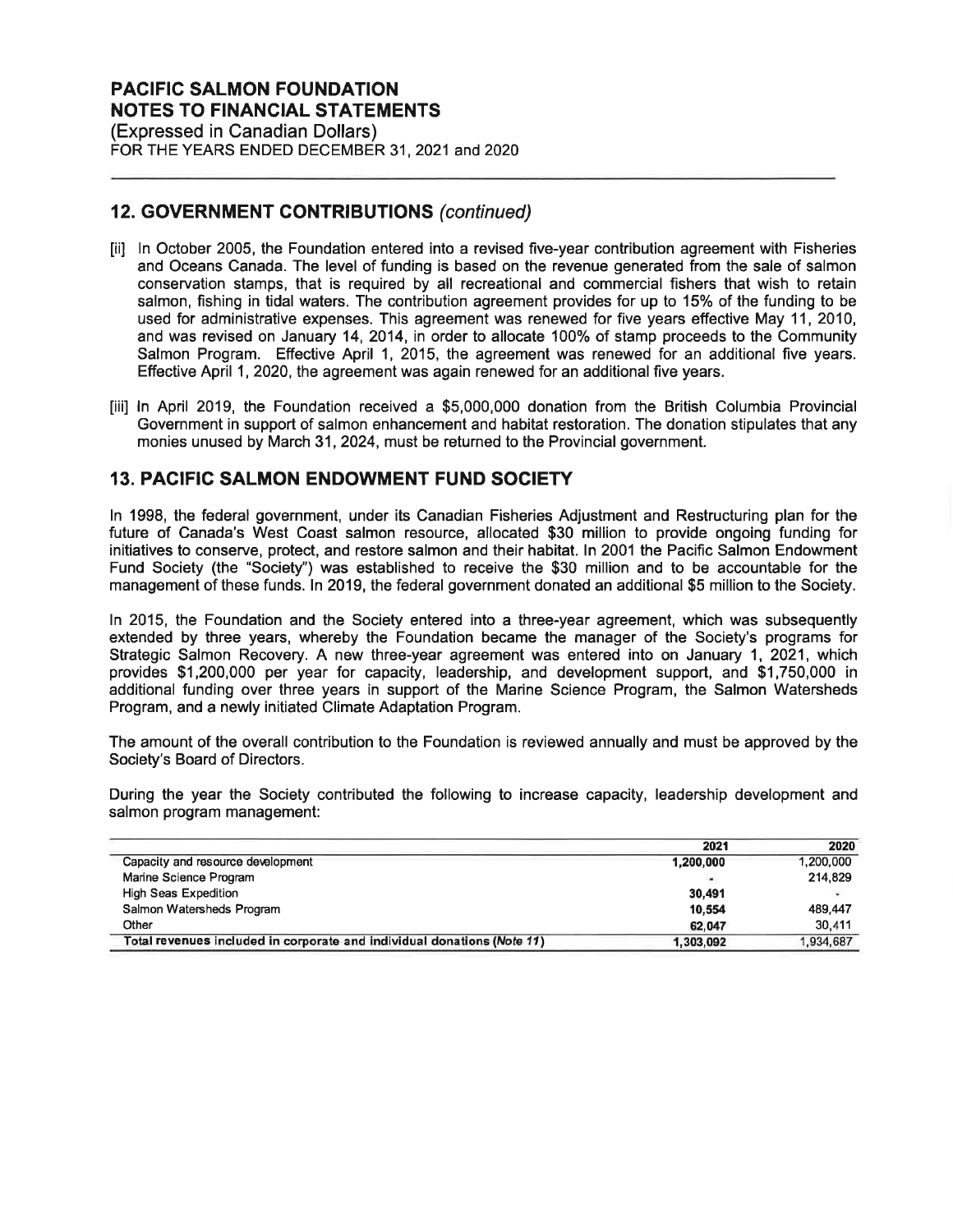## 12. GOVERNMENT CONTRIBUTIONS *(continued)*

[ii] In October 2005, the Foundation entered into a revised five-year contribution agreement with Fisheries and Oceans Canada. The level of funding is based on the revenue generated from the sale of salmon conservation stamps, that is required by all recreational and commercial fishers that wish to retain salmon, fishing in tidal waters. The contribution agreement provides for up to 15% of the funding to be used for administrative expenses. This agreement was renewed for five years effective May 11, 2010, and was revised on January 14, 2014, in order to allocate 100% of stamp proceeds to the Community Salmon Program. Effective April 1, 2015, the agreement was renewed for an additional five years. Effective April 1, 2020, the agreement was again renewed for an additional five years.

[iii] In April 2019, the Foundation received a $5,000,000 donation from the British Columbia Provincial Government in support of salmon enhancement and habitat restoration. The donation stipulates that any monies unused by March 31, 2024, must be returned to the Provincial government.

## 13. PACIFIC SALMON ENDOWMENT FUND SOCIETY

In 1998, the federal government, under its Canadian Fisheries Adjustment and Restructuring plan for the future of Canada's West Coast salmon resource, allocated $30 million to provide ongoing funding for initiatives to conserve, protect, and restore salmon and their habitat. In 2001 the Pacific Salmon Endowment Fund Society (the "Society") was established to receive the $30 million and to be accountable for the management of these funds. In 2019, the federal government donated an additional $5 million to the Society.

In 2015, the Foundation and the Society entered into a three-year agreement, which was subsequently extended by three years, whereby the Foundation became the manager of the Society's programs for Strategic Salmon Recovery. A new three-year agreement was entered into on January 1, 2021, which provides $1,200,000 per year for capacity, leadership, and development support, and $1,750,000 in additional funding over three years in support of the Marine Science Program, the Salmon Watersheds Program, and a newly initiated Climate Adaptation Program.

The amount of the overall contribution to the Foundation is reviewed annually and must be approved by the Society's Board of Directors.

During the year the Society contributed the following to increase capacity, leadership development and salmon program management:

| | 2021 | 2020 |
|---|---|---|
| Capacity and resource development | 1,200,000 | 1,200,000 |
| Marine Science Program | - | 214,829 |
| High Seas Expedition | 30,491 | - |
| Salmon Watersheds Program | 10,554 | 489,447 |
| Other | 62,047 | 30,411 |
| **Total revenues included in corporate and individual donations *(Note 11)*** | **1,303,092** | **1,934,687** |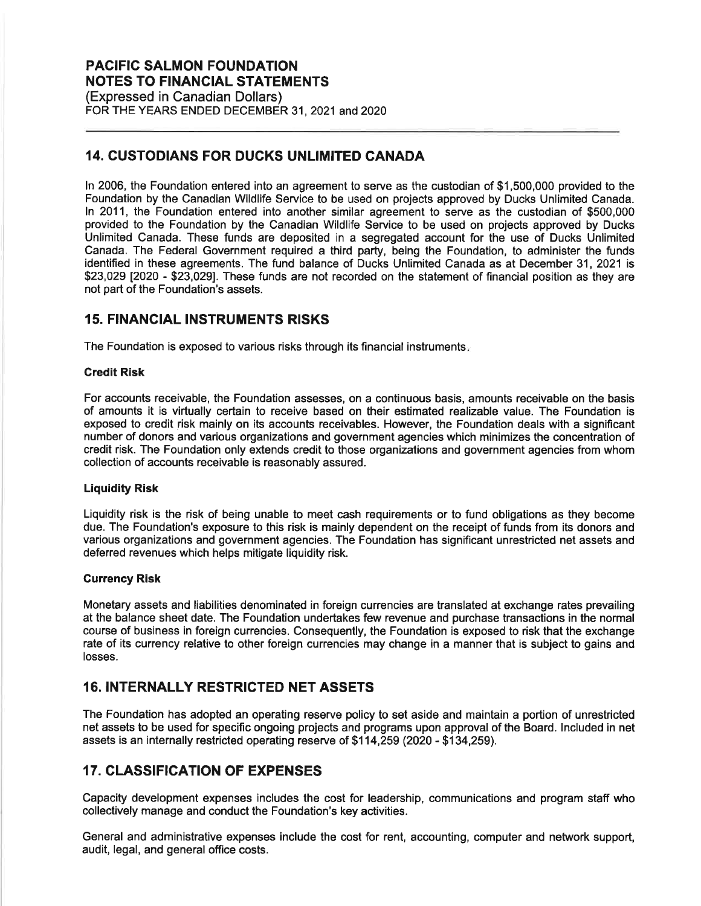# PACIFIC SALMON FOUNDATION
# NOTES TO FINANCIAL STATEMENTS

(Expressed in Canadian Dollars)
FOR THE YEARS ENDED DECEMBER 31, 2021 and 2020

## 14. CUSTODIANS FOR DUCKS UNLIMITED CANADA

In 2006, the Foundation entered into an agreement to serve as the custodian of $1,500,000 provided to the Foundation by the Canadian Wildlife Service to be used on projects approved by Ducks Unlimited Canada. In 2011, the Foundation entered into another similar agreement to serve as the custodian of $500,000 provided to the Foundation by the Canadian Wildlife Service to be used on projects approved by Ducks Unlimited Canada. These funds are deposited in a segregated account for the use of Ducks Unlimited Canada. The Federal Government required a third party, being the Foundation, to administer the funds identified in these agreements. The fund balance of Ducks Unlimited Canada as at December 31, 2021 is $23,029 [2020 - $23,029]. These funds are not recorded on the statement of financial position as they are not part of the Foundation's assets.

## 15. FINANCIAL INSTRUMENTS RISKS

The Foundation is exposed to various risks through its financial instruments.

**Credit Risk**

For accounts receivable, the Foundation assesses, on a continuous basis, amounts receivable on the basis of amounts it is virtually certain to receive based on their estimated realizable value. The Foundation is exposed to credit risk mainly on its accounts receivables. However, the Foundation deals with a significant number of donors and various organizations and government agencies which minimizes the concentration of credit risk. The Foundation only extends credit to those organizations and government agencies from whom collection of accounts receivable is reasonably assured.

**Liquidity Risk**

Liquidity risk is the risk of being unable to meet cash requirements or to fund obligations as they become due. The Foundation's exposure to this risk is mainly dependent on the receipt of funds from its donors and various organizations and government agencies. The Foundation has significant unrestricted net assets and deferred revenues which helps mitigate liquidity risk.

**Currency Risk**

Monetary assets and liabilities denominated in foreign currencies are translated at exchange rates prevailing at the balance sheet date. The Foundation undertakes few revenue and purchase transactions in the normal course of business in foreign currencies. Consequently, the Foundation is exposed to risk that the exchange rate of its currency relative to other foreign currencies may change in a manner that is subject to gains and losses.

## 16. INTERNALLY RESTRICTED NET ASSETS

The Foundation has adopted an operating reserve policy to set aside and maintain a portion of unrestricted net assets to be used for specific ongoing projects and programs upon approval of the Board. Included in net assets is an internally restricted operating reserve of $114,259 (2020 - $134,259).

## 17. CLASSIFICATION OF EXPENSES

Capacity development expenses includes the cost for leadership, communications and program staff who collectively manage and conduct the Foundation's key activities.

General and administrative expenses include the cost for rent, accounting, computer and network support, audit, legal, and general office costs.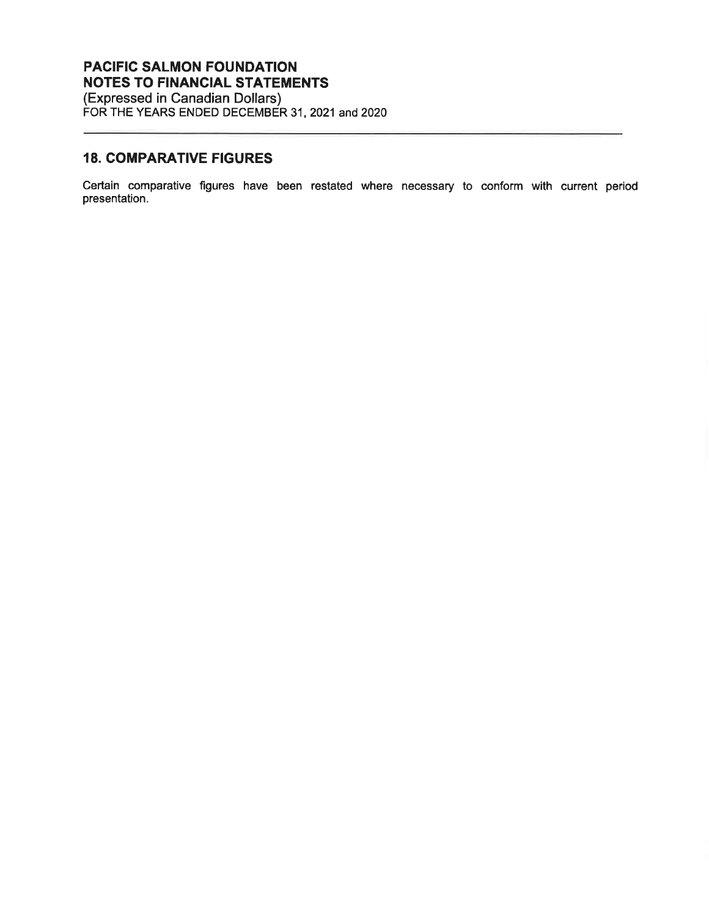## 18. COMPARATIVE FIGURES

Certain comparative figures have been restated where necessary to conform with current period presentation.